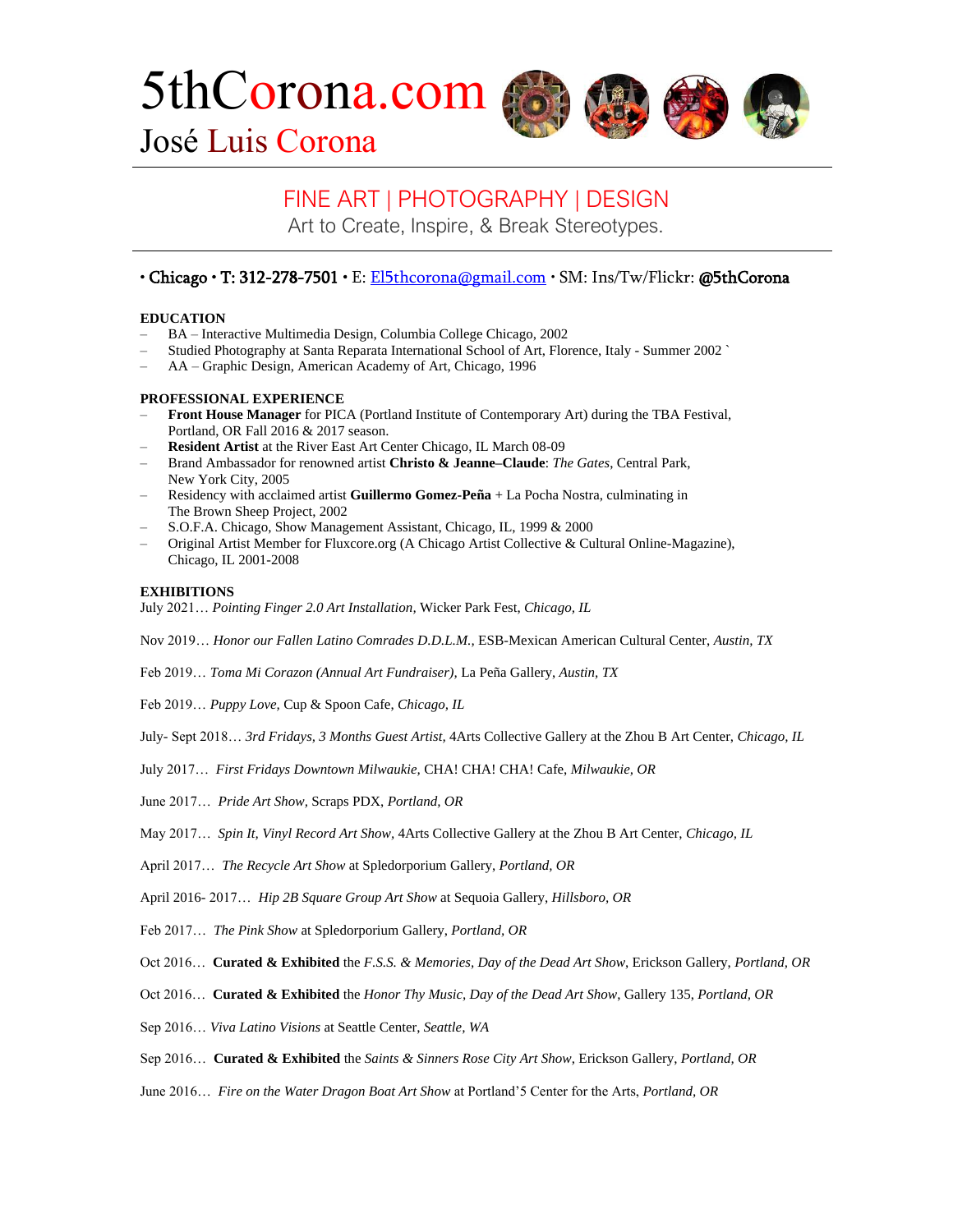# 5thCorona.com

## José Luis Corona

---

### FINE ART | PHOTOGRAPHY | DESIGN

Art to Create, Inspire, & Break Stereotypes.

---

• Chicago • T: 312-278-7501 • E: El5thcorona@gmail.com • SM: Ins/Tw/Flickr: @5thCorona

**EDUCATION**

- BA – Interactive Multimedia Design, Columbia College Chicago, 2002
- Studied Photography at Santa Reparata International School of Art, Florence, Italy - Summer 2002 `
- AA – Graphic Design, American Academy of Art, Chicago, 1996

**PROFESSIONAL EXPERIENCE**

- **Front House Manager** for PICA (Portland Institute of Contemporary Art) during the TBA Festival, Portland, OR Fall 2016 & 2017 season.
- **Resident Artist** at the River East Art Center Chicago, IL March 08-09
- Brand Ambassador for renowned artist **Christo & Jeanne–Claude**: *The Gates*, Central Park, New York City, 2005
- Residency with acclaimed artist **Guillermo Gomez-Peña** + La Pocha Nostra, culminating in The Brown Sheep Project, 2002
- S.O.F.A. Chicago, Show Management Assistant, Chicago, IL, 1999 & 2000
- Original Artist Member for Fluxcore.org (A Chicago Artist Collective & Cultural Online-Magazine), Chicago, IL 2001-2008

**EXHIBITIONS**

July 2021… *Pointing Finger 2.0 Art Installation,* Wicker Park Fest, *Chicago, IL*

Nov 2019… *Honor our Fallen Latino Comrades D.D.L.M.,* ESB-Mexican American Cultural Center, *Austin, TX*

Feb 2019… *Toma Mi Corazon (Annual Art Fundraiser),* La Peña Gallery, *Austin, TX*

Feb 2019… *Puppy Love,* Cup & Spoon Cafe, *Chicago, IL*

July- Sept 2018… *3rd Fridays, 3 Months Guest Artist,* 4Arts Collective Gallery at the Zhou B Art Center, *Chicago, IL*

July 2017… *First Fridays Downtown Milwaukie,* CHA! CHA! CHA! Cafe, *Milwaukie, OR*

June 2017… *Pride Art Show,* Scraps PDX, *Portland, OR*

May 2017… *Spin It, Vinyl Record Art Show*, 4Arts Collective Gallery at the Zhou B Art Center, *Chicago, IL*

April 2017… *The Recycle Art Show* at Spledorporium Gallery, *Portland, OR*

April 2016- 2017… *Hip 2B Square Group Art Show* at Sequoia Gallery, *Hillsboro, OR*

Feb 2017… *The Pink Show* at Spledorporium Gallery, *Portland, OR*

Oct 2016… **Curated & Exhibited** the *F.S.S. & Memories, Day of the Dead Art Show*, Erickson Gallery, *Portland, OR*

Oct 2016… **Curated & Exhibited** the *Honor Thy Music, Day of the Dead Art Show*, Gallery 135, *Portland, OR*

Sep 2016… *Viva Latino Visions* at Seattle Center, *Seattle, WA*

Sep 2016… **Curated & Exhibited** the *Saints & Sinners Rose City Art Show*, Erickson Gallery, *Portland, OR*

June 2016… *Fire on the Water Dragon Boat Art Show* at Portland'5 Center for the Arts, *Portland, OR*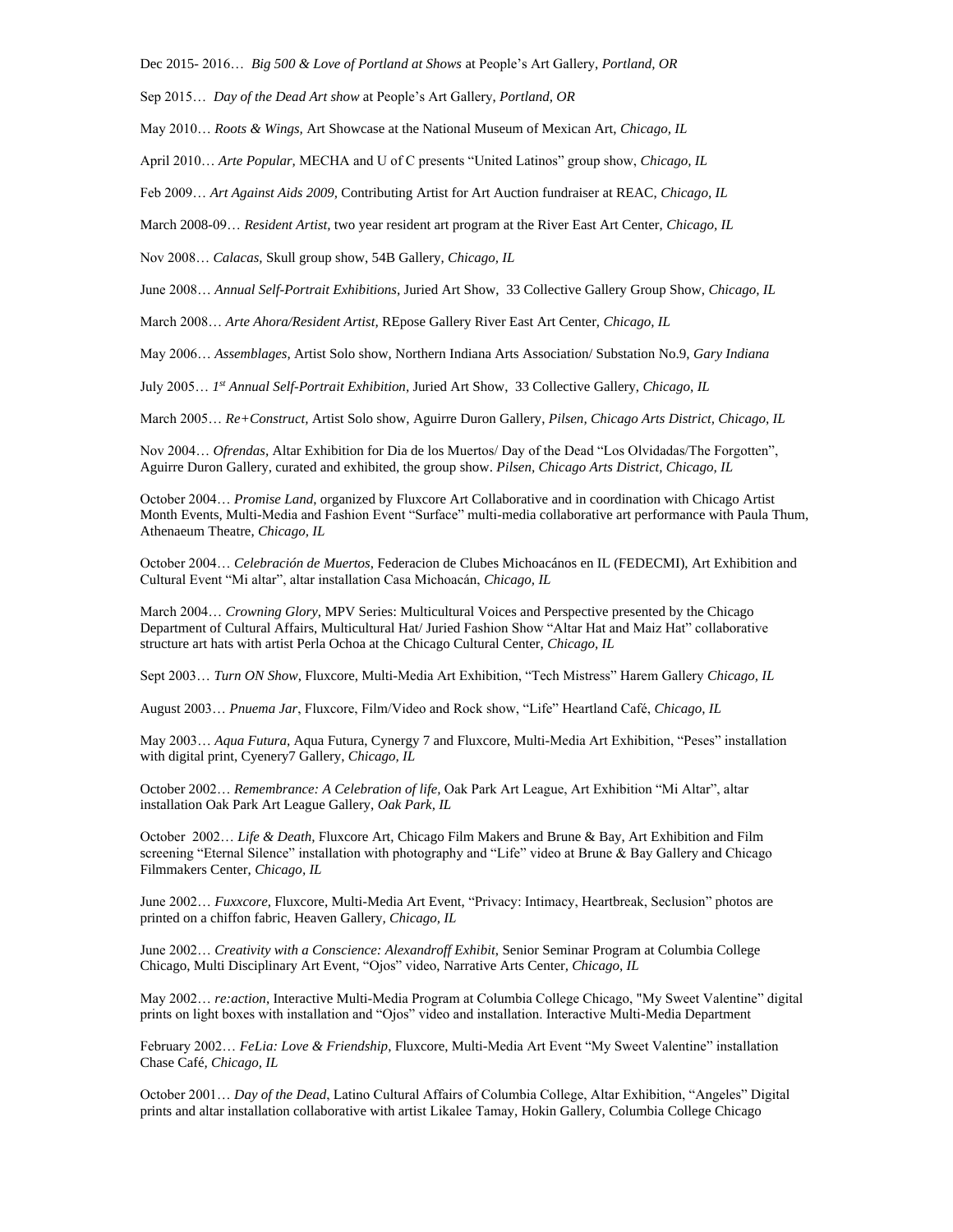Dec 2015- 2016… *Big 500 & Love of Portland at Shows* at People's Art Gallery, *Portland, OR*

Sep 2015… *Day of the Dead Art show* at People's Art Gallery, *Portland, OR*

May 2010… *Roots & Wings,* Art Showcase at the National Museum of Mexican Art, *Chicago, IL*

April 2010… *Arte Popular,* MECHA and U of C presents "United Latinos" group show, *Chicago, IL*

Feb 2009… *Art Against Aids 2009,* Contributing Artist for Art Auction fundraiser at REAC, *Chicago, IL*

March 2008-09… *Resident Artist,* two year resident art program at the River East Art Center, *Chicago, IL*

Nov 2008… *Calacas,* Skull group show, 54B Gallery, *Chicago, IL*

June 2008… *Annual Self-Portrait Exhibitions,* Juried Art Show, 33 Collective Gallery Group Show, *Chicago, IL*

March 2008… *Arte Ahora/Resident Artist,* REpose Gallery River East Art Center, *Chicago, IL*

May 2006… *Assemblages,* Artist Solo show, Northern Indiana Arts Association/ Substation No.9, *Gary Indiana*

July 2005… *1st Annual Self-Portrait Exhibition,* Juried Art Show, 33 Collective Gallery, *Chicago, IL*

March 2005… *Re+Construct,* Artist Solo show, Aguirre Duron Gallery, *Pilsen, Chicago Arts District, Chicago, IL*

Nov 2004… *Ofrendas,* Altar Exhibition for Dia de los Muertos/ Day of the Dead "Los Olvidadas/The Forgotten", Aguirre Duron Gallery, curated and exhibited, the group show. *Pilsen, Chicago Arts District, Chicago, IL*

October 2004… *Promise Land,* organized by Fluxcore Art Collaborative and in coordination with Chicago Artist Month Events, Multi-Media and Fashion Event "Surface" multi-media collaborative art performance with Paula Thum, Athenaeum Theatre, *Chicago, IL*

October 2004… *Celebración de Muertos,* Federacion de Clubes Michoacános en IL (FEDECMI), Art Exhibition and Cultural Event "Mi altar", altar installation Casa Michoacán, *Chicago, IL*

March 2004… *Crowning Glory,* MPV Series: Multicultural Voices and Perspective presented by the Chicago Department of Cultural Affairs, Multicultural Hat/ Juried Fashion Show "Altar Hat and Maiz Hat" collaborative structure art hats with artist Perla Ochoa at the Chicago Cultural Center, *Chicago, IL*

Sept 2003… *Turn ON Show,* Fluxcore, Multi-Media Art Exhibition, "Tech Mistress" Harem Gallery *Chicago, IL*

August 2003… *Pnuema Jar,* Fluxcore, Film/Video and Rock show, "Life" Heartland Café, *Chicago, IL*

May 2003… *Aqua Futura,* Aqua Futura, Cynergy 7 and Fluxcore, Multi-Media Art Exhibition, "Peses" installation with digital print, Cyenery7 Gallery, *Chicago, IL*

October 2002… *Remembrance: A Celebration of life,* Oak Park Art League, Art Exhibition "Mi Altar", altar installation Oak Park Art League Gallery, *Oak Park, IL*

October 2002… *Life & Death,* Fluxcore Art, Chicago Film Makers and Brune & Bay, Art Exhibition and Film screening "Eternal Silence" installation with photography and "Life" video at Brune & Bay Gallery and Chicago Filmmakers Center, *Chicago, IL*

June 2002… *Fuxxcore,* Fluxcore, Multi-Media Art Event, "Privacy: Intimacy, Heartbreak, Seclusion" photos are printed on a chiffon fabric, Heaven Gallery, *Chicago, IL*

June 2002… *Creativity with a Conscience: Alexandroff Exhibit,* Senior Seminar Program at Columbia College Chicago, Multi Disciplinary Art Event, "Ojos" video, Narrative Arts Center, *Chicago, IL*

May 2002… *re:action,* Interactive Multi-Media Program at Columbia College Chicago, "My Sweet Valentine" digital prints on light boxes with installation and "Ojos" video and installation. Interactive Multi-Media Department

February 2002… *FeLia: Love & Friendship,* Fluxcore, Multi-Media Art Event "My Sweet Valentine" installation Chase Café, *Chicago, IL*

October 2001… *Day of the Dead,* Latino Cultural Affairs of Columbia College, Altar Exhibition, "Angeles" Digital prints and altar installation collaborative with artist Likalee Tamay, Hokin Gallery, Columbia College Chicago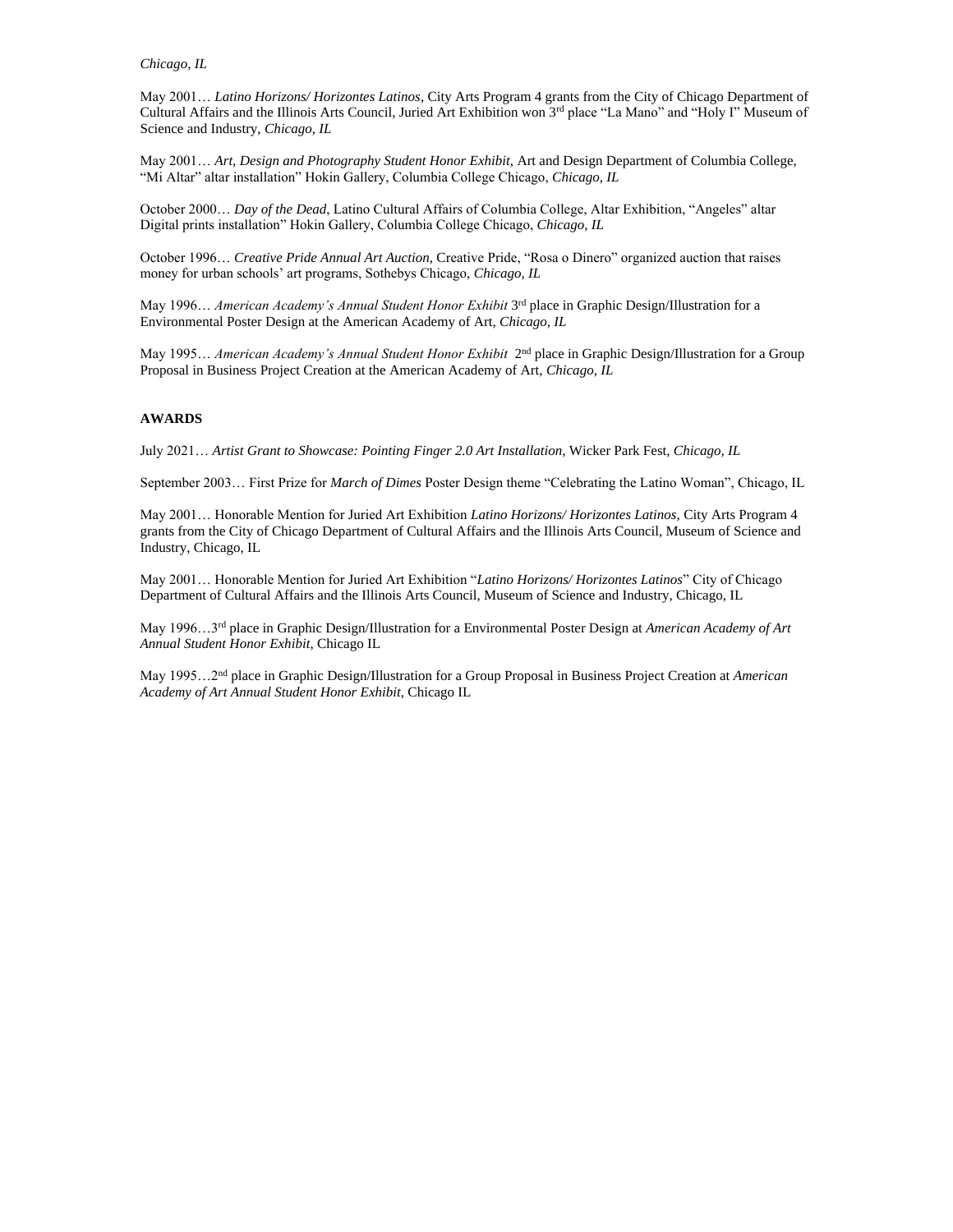*Chicago, IL*

May 2001… *Latino Horizons/ Horizontes Latinos*, City Arts Program 4 grants from the City of Chicago Department of Cultural Affairs and the Illinois Arts Council, Juried Art Exhibition won 3rd place "La Mano" and "Holy I" Museum of Science and Industry, *Chicago, IL*

May 2001… *Art, Design and Photography Student Honor Exhibit*, Art and Design Department of Columbia College, "Mi Altar" altar installation" Hokin Gallery, Columbia College Chicago, *Chicago, IL*

October 2000… *Day of the Dead*, Latino Cultural Affairs of Columbia College, Altar Exhibition, "Angeles" altar Digital prints installation" Hokin Gallery, Columbia College Chicago, *Chicago, IL*

October 1996… *Creative Pride Annual Art Auction,* Creative Pride, "Rosa o Dinero" organized auction that raises money for urban schools' art programs, Sothebys Chicago, *Chicago, IL*

May 1996… *American Academy's Annual Student Honor Exhibit* 3rd place in Graphic Design/Illustration for a Environmental Poster Design at the American Academy of Art, *Chicago, IL*

May 1995… *American Academy's Annual Student Honor Exhibit* 2nd place in Graphic Design/Illustration for a Group Proposal in Business Project Creation at the American Academy of Art, *Chicago, IL*

**AWARDS**

July 2021… *Artist Grant to Showcase: Pointing Finger 2.0 Art Installation,* Wicker Park Fest, *Chicago, IL*

September 2003… First Prize for *March of Dimes* Poster Design theme "Celebrating the Latino Woman", Chicago, IL

May 2001… Honorable Mention for Juried Art Exhibition *Latino Horizons/ Horizontes Latinos,* City Arts Program 4 grants from the City of Chicago Department of Cultural Affairs and the Illinois Arts Council, Museum of Science and Industry, Chicago, IL

May 2001… Honorable Mention for Juried Art Exhibition "*Latino Horizons/ Horizontes Latinos*" City of Chicago Department of Cultural Affairs and the Illinois Arts Council, Museum of Science and Industry, Chicago, IL

May 1996…3rd place in Graphic Design/Illustration for a Environmental Poster Design at *American Academy of Art Annual Student Honor Exhibit*, Chicago IL

May 1995…2nd place in Graphic Design/Illustration for a Group Proposal in Business Project Creation at *American Academy of Art Annual Student Honor Exhibit*, Chicago IL